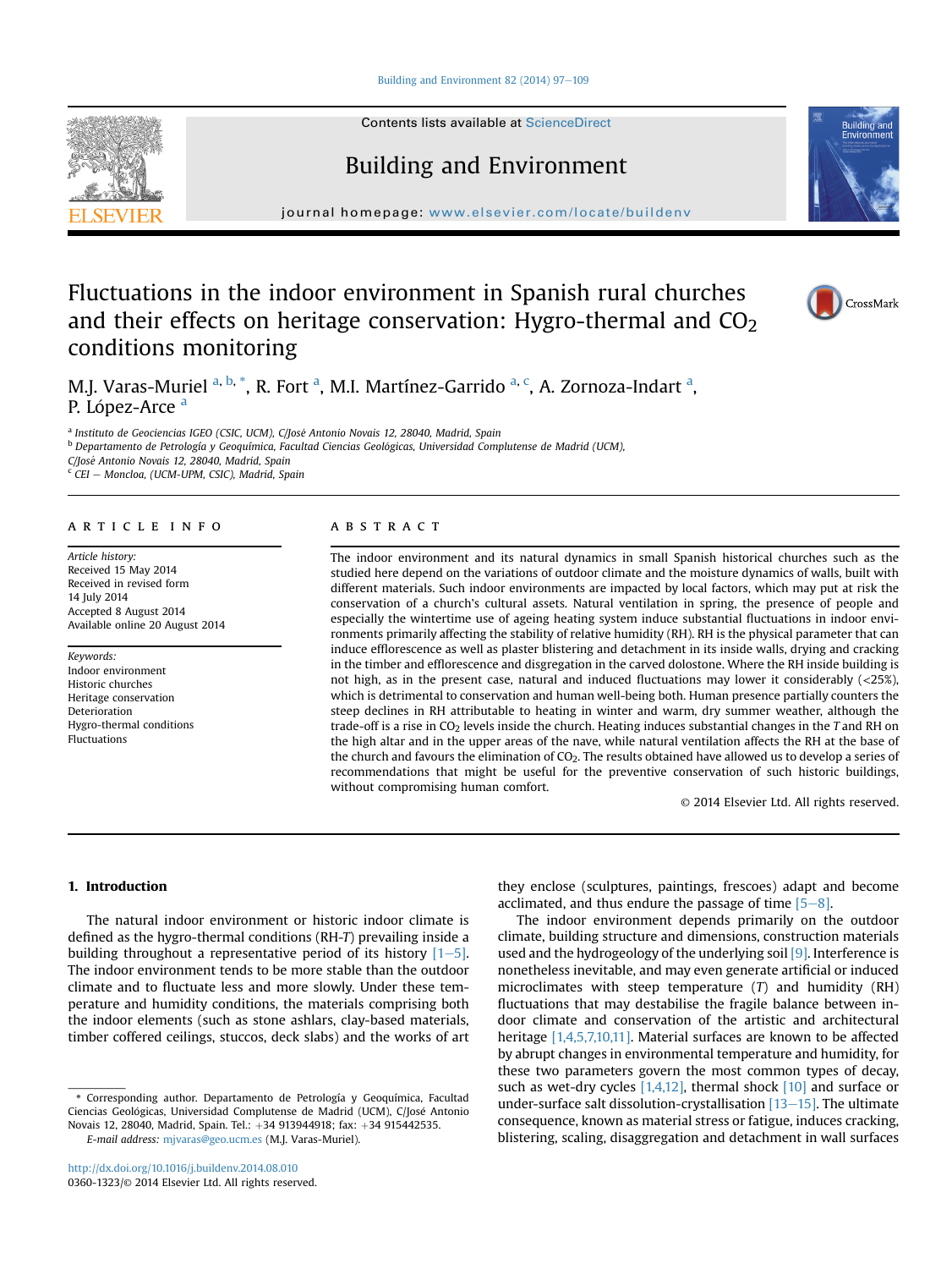# Fluctuations in the indoor environment in Spanish rural churches and their effects on heritage conservation: Hygro-thermal and $CO_2$ conditions monitoring

M.J. Varas-Muriel [a, b, *], R. Fort [a], M.I. Martínez-Garrido [a, c], A. Zornoza-Indart [a], P. López-Arce [a]

[a] Instituto de Geociencias IGEO (CSIC, UCM), C/José Antonio Novais 12, 28040, Madrid, Spain
[b] Departamento de Petrología y Geoquímica, Facultad Ciencias Geológicas, Universidad Complutense de Madrid (UCM), C/José Antonio Novais 12, 28040, Madrid, Spain
[c] CEI – Moncloa, (UCM-UPM, CSIC), Madrid, Spain

## ARTICLE INFO

*Article history:*
Received 15 May 2014
Received in revised form
14 July 2014
Accepted 8 August 2014
Available online 20 August 2014

*Keywords:*
Indoor environment
Historic churches
Heritage conservation
Deterioration
Hygro-thermal conditions
Fluctuations

## ABSTRACT

The indoor environment and its natural dynamics in small Spanish historical churches such as the studied here depend on the variations of outdoor climate and the moisture dynamics of walls, built with different materials. Such indoor environments are impacted by local factors, which may put at risk the conservation of a church's cultural assets. Natural ventilation in spring, the presence of people and especially the wintertime use of ageing heating system induce substantial fluctuations in indoor environments primarily affecting the stability of relative humidity (RH). RH is the physical parameter that can induce efflorescence as well as plaster blistering and detachment in its inside walls, drying and cracking in the timber and efflorescence and disgregation in the carved dolostone. Where the RH inside building is not high, as in the present case, natural and induced fluctuations may lower it considerably (<25%), which is detrimental to conservation and human well-being both. Human presence partially counters the steep declines in RH attributable to heating in winter and warm, dry summer weather, although the trade-off is a rise in $CO_2$ levels inside the church. Heating induces substantial changes in the *T* and RH on the high altar and in the upper areas of the nave, while natural ventilation affects the RH at the base of the church and favours the elimination of $CO_2$. The results obtained have allowed us to develop a series of recommendations that might be useful for the preventive conservation of such historic buildings, without compromising human comfort.

© 2014 Elsevier Ltd. All rights reserved.

## 1. Introduction

The natural indoor environment or historic indoor climate is defined as the hygro-thermal conditions (RH-*T*) prevailing inside a building throughout a representative period of its history [1–5]. The indoor environment tends to be more stable than the outdoor climate and to fluctuate less and more slowly. Under these temperature and humidity conditions, the materials comprising both the indoor elements (such as stone ashlars, clay-based materials, timber coffered ceilings, stuccos, deck slabs) and the works of art they enclose (sculptures, paintings, frescoes) adapt and become acclimated, and thus endure the passage of time [5–8].

The indoor environment depends primarily on the outdoor climate, building structure and dimensions, construction materials used and the hydrogeology of the underlying soil [9]. Interference is nonetheless inevitable, and may even generate artificial or induced microclimates with steep temperature (*T*) and humidity (RH) fluctuations that may destabilise the fragile balance between indoor climate and conservation of the artistic and architectural heritage [1,4,5,7,10,11]. Material surfaces are known to be affected by abrupt changes in environmental temperature and humidity, for these two parameters govern the most common types of decay, such as wet-dry cycles [1,4,12], thermal shock [10] and surface or under-surface salt dissolution-crystallisation [13–15]. The ultimate consequence, known as material stress or fatigue, induces cracking, blistering, scaling, disaggregation and detachment in wall surfaces

\* Corresponding author. Departamento de Petrología y Geoquímica, Facultad Ciencias Geológicas, Universidad Complutense de Madrid (UCM), C/José Antonio Novais 12, 28040, Madrid, Spain. Tel.: +34 913944918; fax: +34 915442535.
*E-mail address:* mjvaras@geo.ucm.es (M.J. Varas-Muriel).

http://dx.doi.org/10.1016/j.buildenv.2014.08.010
0360-1323/© 2014 Elsevier Ltd. All rights reserved.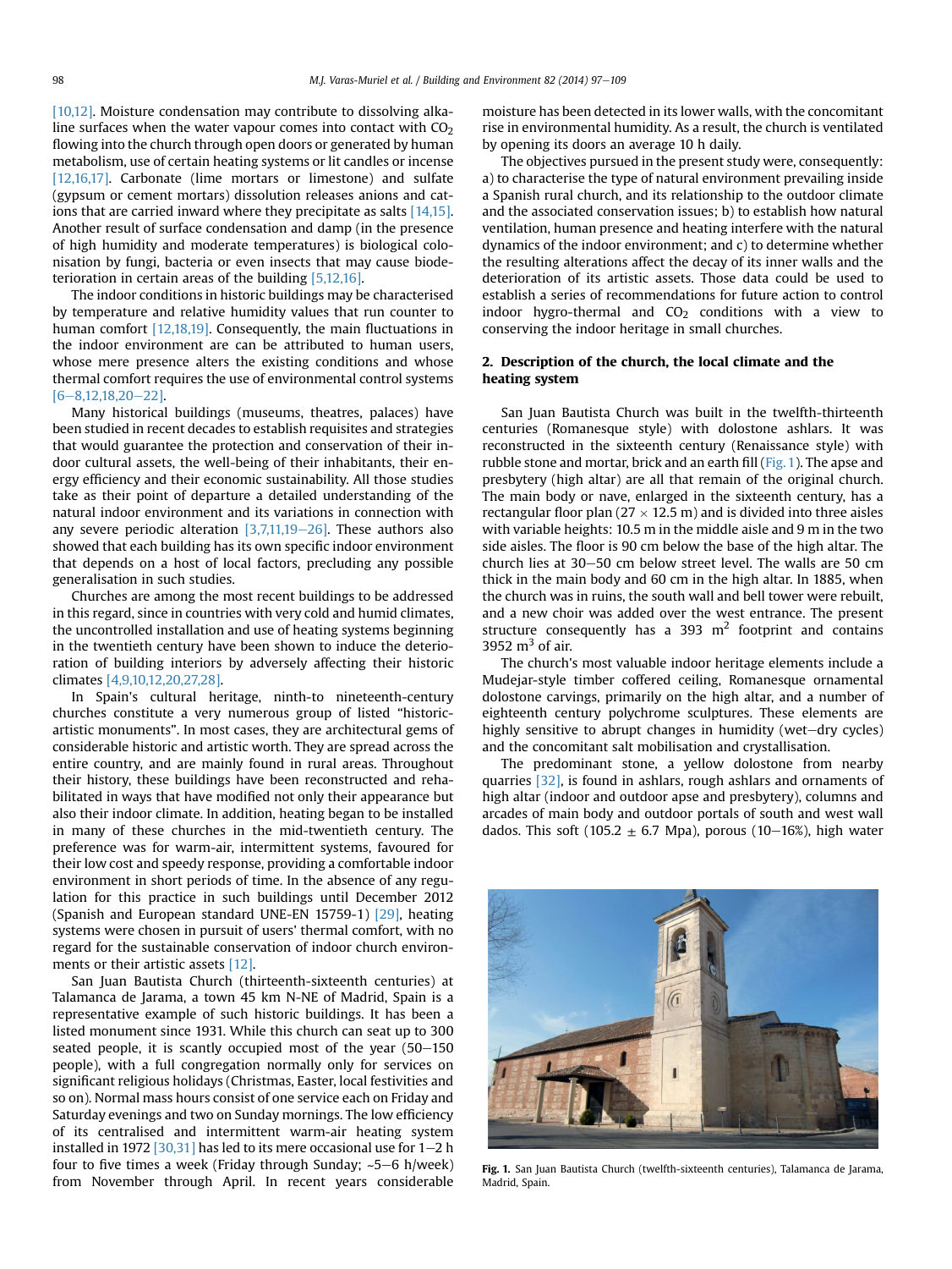[10,12]. Moisture condensation may contribute to dissolving alkaline surfaces when the water vapour comes into contact with $CO_2$ flowing into the church through open doors or generated by human metabolism, use of certain heating systems or lit candles or incense [12,16,17]. Carbonate (lime mortars or limestone) and sulfate (gypsum or cement mortars) dissolution releases anions and cations that are carried inward where they precipitate as salts [14,15]. Another result of surface condensation and damp (in the presence of high humidity and moderate temperatures) is biological colonisation by fungi, bacteria or even insects that may cause biodeterioration in certain areas of the building [5,12,16].

The indoor conditions in historic buildings may be characterised by temperature and relative humidity values that run counter to human comfort [12,18,19]. Consequently, the main fluctuations in the indoor environment are can be attributed to human users, whose mere presence alters the existing conditions and whose thermal comfort requires the use of environmental control systems [6–8,12,18,20–22].

Many historical buildings (museums, theatres, palaces) have been studied in recent decades to establish requisites and strategies that would guarantee the protection and conservation of their indoor cultural assets, the well-being of their inhabitants, their energy efficiency and their economic sustainability. All those studies take as their point of departure a detailed understanding of the natural indoor environment and its variations in connection with any severe periodic alteration [3,7,11,19–26]. These authors also showed that each building has its own specific indoor environment that depends on a host of local factors, precluding any possible generalisation in such studies.

Churches are among the most recent buildings to be addressed in this regard, since in countries with very cold and humid climates, the uncontrolled installation and use of heating systems beginning in the twentieth century have been shown to induce the deterioration of building interiors by adversely affecting their historic climates [4,9,10,12,20,27,28].

In Spain's cultural heritage, ninth-to nineteenth-century churches constitute a very numerous group of listed "historic-artistic monuments". In most cases, they are architectural gems of considerable historic and artistic worth. They are spread across the entire country, and are mainly found in rural areas. Throughout their history, these buildings have been reconstructed and rehabilitated in ways that have modified not only their appearance but also their indoor climate. In addition, heating began to be installed in many of these churches in the mid-twentieth century. The preference was for warm-air, intermittent systems, favoured for their low cost and speedy response, providing a comfortable indoor environment in short periods of time. In the absence of any regulation for this practice in such buildings until December 2012 (Spanish and European standard UNE-EN 15759-1) [29], heating systems were chosen in pursuit of users' thermal comfort, with no regard for the sustainable conservation of indoor church environments or their artistic assets [12].

San Juan Bautista Church (thirteenth-sixteenth centuries) at Talamanca de Jarama, a town 45 km N-NE of Madrid, Spain is a representative example of such historic buildings. It has been a listed monument since 1931. While this church can seat up to 300 seated people, it is scantly occupied most of the year (50–150 people), with a full congregation normally only for services on significant religious holidays (Christmas, Easter, local festivities and so on). Normal mass hours consist of one service each on Friday and Saturday evenings and two on Sunday mornings. The low efficiency of its centralised and intermittent warm-air heating system installed in 1972 [30,31] has led to its mere occasional use for 1–2 h four to five times a week (Friday through Sunday; ~5–6 h/week) from November through April. In recent years considerable moisture has been detected in its lower walls, with the concomitant rise in environmental humidity. As a result, the church is ventilated by opening its doors an average 10 h daily.

The objectives pursued in the present study were, consequently: a) to characterise the type of natural environment prevailing inside a Spanish rural church, and its relationship to the outdoor climate and the associated conservation issues; b) to establish how natural ventilation, human presence and heating interfere with the natural dynamics of the indoor environment; and c) to determine whether the resulting alterations affect the decay of its inner walls and the deterioration of its artistic assets. Those data could be used to establish a series of recommendations for future action to control indoor hygro-thermal and $CO_2$ conditions with a view to conserving the indoor heritage in small churches.

## 2. Description of the church, the local climate and the heating system

San Juan Bautista Church was built in the twelfth-thirteenth centuries (Romanesque style) with dolostone ashlars. It was reconstructed in the sixteenth century (Renaissance style) with rubble stone and mortar, brick and an earth fill (Fig. 1). The apse and presbytery (high altar) are all that remain of the original church. The main body or nave, enlarged in the sixteenth century, has a rectangular floor plan (27 × 12.5 m) and is divided into three aisles with variable heights: 10.5 m in the middle aisle and 9 m in the two side aisles. The floor is 90 cm below the base of the high altar. The church lies at 30–50 cm below street level. The walls are 50 cm thick in the main body and 60 cm in the high altar. In 1885, when the church was in ruins, the south wall and bell tower were rebuilt, and a new choir was added over the west entrance. The present structure consequently has a 393 $m^2$ footprint and contains 3952 $m^3$ of air.

The church's most valuable indoor heritage elements include a Mudejar-style timber coffered ceiling, Romanesque ornamental dolostone carvings, primarily on the high altar, and a number of eighteenth century polychrome sculptures. These elements are highly sensitive to abrupt changes in humidity (wet–dry cycles) and the concomitant salt mobilisation and crystallisation.

The predominant stone, a yellow dolostone from nearby quarries [32], is found in ashlars, rough ashlars and ornaments of high altar (indoor and outdoor apse and presbytery), columns and arcades of main body and outdoor portals of south and west wall dados. This soft (105.2 ± 6.7 Mpa), porous (10–16%), high water

**Fig. 1.** San Juan Bautista Church (twelfth-sixteenth centuries), Talamanca de Jarama, Madrid, Spain.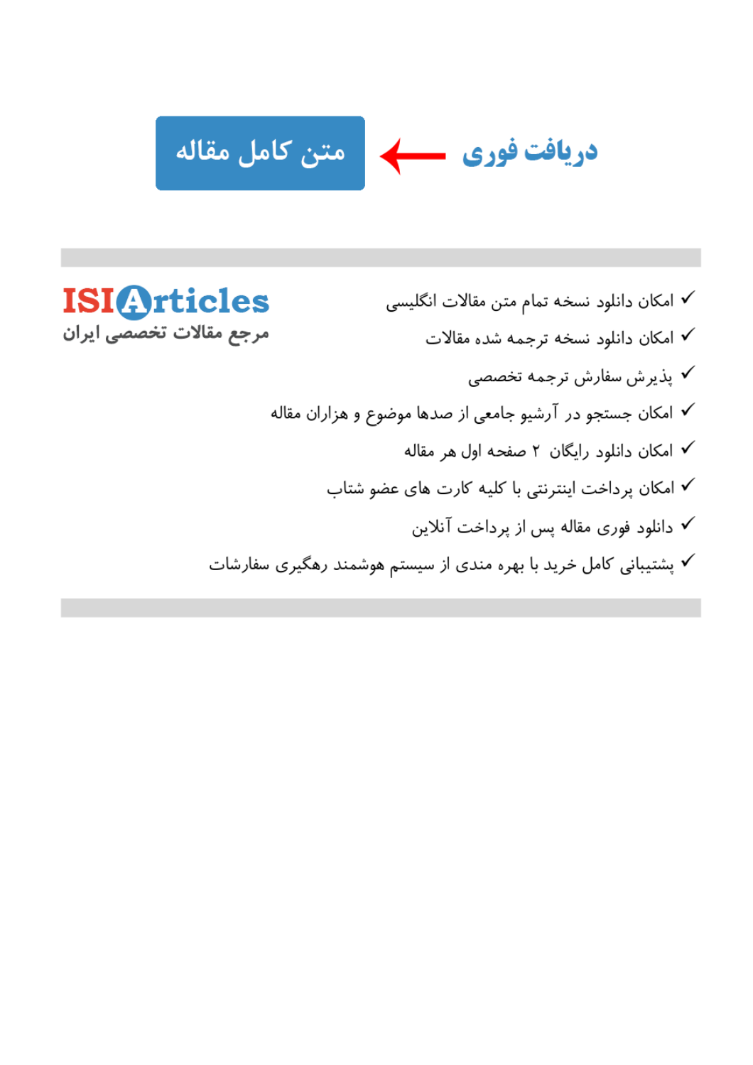دریافت فوری ← متن کامل مقاله

**ISIArticles**
مرجع مقالات تخصصی ایران

- ✓ امکان دانلود نسخه تمام متن مقالات انگلیسی
- ✓ امکان دانلود نسخه ترجمه شده مقالات
- ✓ پذیرش سفارش ترجمه تخصصی
- ✓ امکان جستجو در آرشیو جامعی از صدها موضوع و هزاران مقاله
- ✓ امکان دانلود رایگان ۲ صفحه اول هر مقاله
- ✓ امکان پرداخت اینترنتی با کلیه کارت های عضو شتاب
- ✓ دانلود فوری مقاله پس از پرداخت آنلاین
- ✓ پشتیبانی کامل خرید با بهره مندی از سیستم هوشمند رهگیری سفارشات